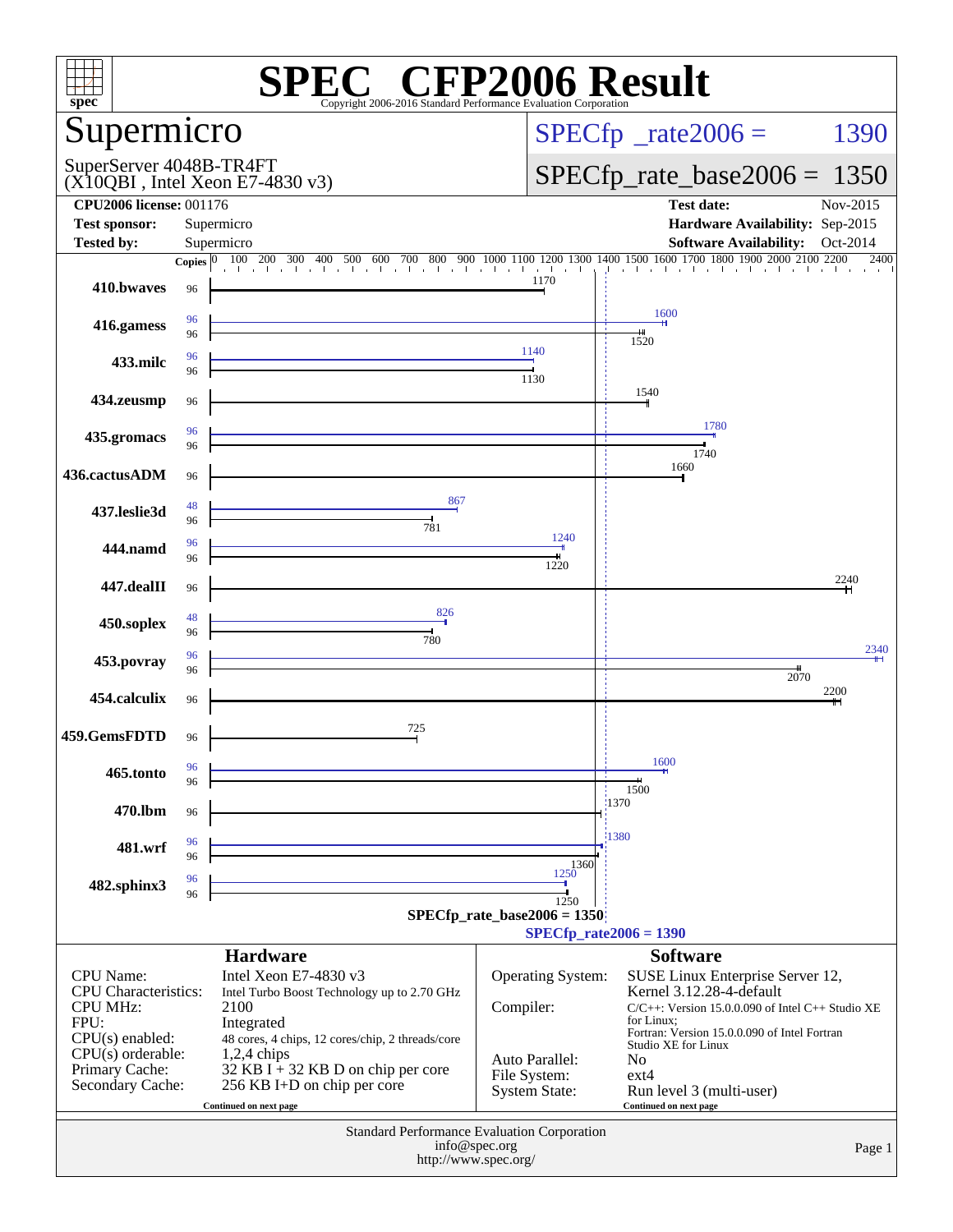# SPEC CFP2006 Result

Copyright 2006-2016 Standard Performance Evaluation Corporation

## Supermicro

SuperServer 4048B-TR4FT
(X10QBI , Intel Xeon E7-4830 v3)

SPECfp_rate2006 = 1390

SPECfp_rate_base2006 = 1350

| | | | |
|---|---|---|---|
| **CPU2006 license:** 001176 | | **Test date:** | Nov-2015 |
| **Test sponsor:** | Supermicro | **Hardware Availability:** | Sep-2015 |
| **Tested by:** | Supermicro | **Software Availability:** | Oct-2014 |

| Benchmark | Copies (peak) | Copies (base) | Peak | Base |
|---|---|---|---|---|
| 410.bwaves | | 96 | | 1170 |
| 416.gamess | 96 | 96 | 1600 | 1520 |
| 433.milc | 96 | 96 | 1140 | 1130 |
| 434.zeusmp | | 96 | | 1540 |
| 435.gromacs | 96 | 96 | 1780 | 1740 |
| 436.cactusADM | | 96 | | 1660 |
| 437.leslie3d | 48 | 96 | 867 | 781 |
| 444.namd | 96 | 96 | 1240 | 1220 |
| 447.dealII | | 96 | | 2240 |
| 450.soplex | 48 | 96 | 826 | 780 |
| 453.povray | 96 | 96 | 2340 | 2070 |
| 454.calculix | | 96 | | 2200 |
| 459.GemsFDTD | | 96 | | 725 |
| 465.tonto | 96 | 96 | 1600 | 1500 |
| 470.lbm | | 96 | | 1370 |
| 481.wrf | 96 | 96 | 1380 | 1360 |
| 482.sphinx3 | 96 | 96 | 1250 | 1250 |

SPECfp_rate_base2006 = 1350

SPECfp_rate2006 = 1390

## Hardware

| | |
|---|---|
| CPU Name: | Intel Xeon E7-4830 v3 |
| CPU Characteristics: | Intel Turbo Boost Technology up to 2.70 GHz |
| CPU MHz: | 2100 |
| FPU: | Integrated |
| CPU(s) enabled: | 48 cores, 4 chips, 12 cores/chip, 2 threads/core |
| CPU(s) orderable: | 1,2,4 chips |
| Primary Cache: | 32 KB I + 32 KB D on chip per core |
| Secondary Cache: | 256 KB I+D on chip per core |

Continued on next page

## Software

| | |
|---|---|
| Operating System: | SUSE Linux Enterprise Server 12, Kernel 3.12.28-4-default |
| Compiler: | C/C++: Version 15.0.0.090 of Intel C++ Studio XE for Linux; Fortran: Version 15.0.0.090 of Intel Fortran Studio XE for Linux |
| Auto Parallel: | No |
| File System: | ext4 |
| System State: | Run level 3 (multi-user) |

Continued on next page

Standard Performance Evaluation Corporation
info@spec.org
http://www.spec.org/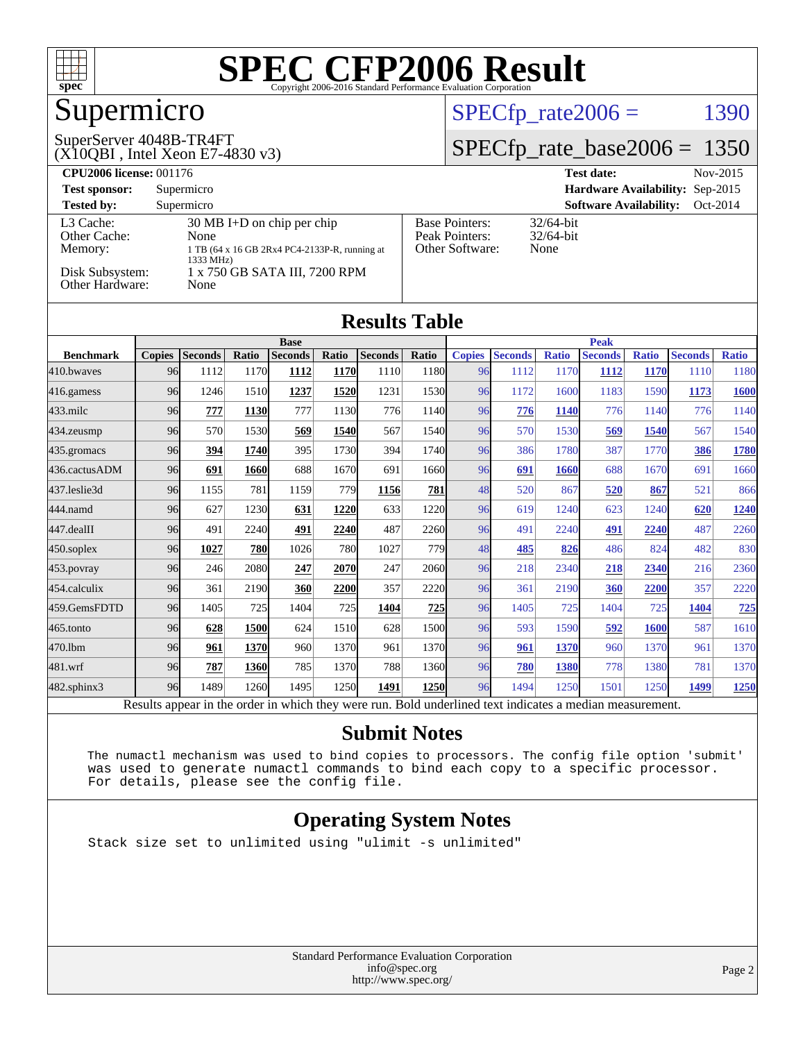# SPEC CFP2006 Result

Copyright 2006-2016 Standard Performance Evaluation Corporation

## Supermicro

SuperServer 4048B-TR4FT
(X10QBI , Intel Xeon E7-4830 v3)

SPECfp_rate2006 = 1390

SPECfp_rate_base2006 = 1350

| | | | |
|---|---|---|---|
| **CPU2006 license:** | 001176 | **Test date:** | Nov-2015 |
| **Test sponsor:** | Supermicro | **Hardware Availability:** | Sep-2015 |
| **Tested by:** | Supermicro | **Software Availability:** | Oct-2014 |

| | | | |
|---|---|---|---|
| L3 Cache: | 30 MB I+D on chip per chip | Base Pointers: | 32/64-bit |
| Other Cache: | None | Peak Pointers: | 32/64-bit |
| Memory: | 1 TB (64 x 16 GB 2Rx4 PC4-2133P-R, running at 1333 MHz) | Other Software: | None |
| Disk Subsystem: | 1 x 750 GB SATA III, 7200 RPM | | |
| Other Hardware: | None | | |

## Results Table

| Benchmark | Base | | | | | | | Peak | | | | | | |
|---|---|---|---|---|---|---|---|---|---|---|---|---|---|---|
| | Copies | Seconds | Ratio | Seconds | Ratio | Seconds | Ratio | Copies | Seconds | Ratio | Seconds | Ratio | Seconds | Ratio |
| 410.bwaves | 96 | 1112 | 1170 | **1112** | **1170** | 1110 | 1180 | 96 | 1112 | 1170 | **1112** | **1170** | 1110 | 1180 |
| 416.gamess | 96 | 1246 | 1510 | **1237** | **1520** | 1231 | 1530 | 96 | 1172 | 1600 | 1183 | 1590 | **1173** | **1600** |
| 433.milc | 96 | **777** | **1130** | 777 | 1130 | 776 | 1140 | 96 | **776** | **1140** | 776 | 1140 | 776 | 1140 |
| 434.zeusmp | 96 | 570 | 1530 | **569** | **1540** | 567 | 1540 | 96 | 570 | 1530 | **569** | **1540** | 567 | 1540 |
| 435.gromacs | 96 | **394** | **1740** | 395 | 1730 | 394 | 1740 | 96 | 386 | 1780 | 387 | 1770 | **386** | **1780** |
| 436.cactusADM | 96 | **691** | **1660** | 688 | 1670 | 691 | 1660 | 96 | **691** | **1660** | 688 | 1670 | 691 | 1660 |
| 437.leslie3d | 96 | 1155 | 781 | 1159 | 779 | **1156** | **781** | 48 | 520 | 867 | **520** | **867** | 521 | 866 |
| 444.namd | 96 | 627 | 1230 | **631** | **1220** | 633 | 1220 | 96 | 619 | 1240 | 623 | 1240 | **620** | **1240** |
| 447.dealII | 96 | 491 | 2240 | **491** | **2240** | 487 | 2260 | 96 | 491 | 2240 | **491** | **2240** | 487 | 2260 |
| 450.soplex | 96 | **1027** | **780** | 1026 | 780 | 1027 | 779 | 48 | **485** | **826** | 486 | 824 | 482 | 830 |
| 453.povray | 96 | 246 | 2080 | **247** | **2070** | 247 | 2060 | 96 | 218 | 2340 | **218** | **2340** | 216 | 2360 |
| 454.calculix | 96 | 361 | 2190 | **360** | **2200** | 357 | 2220 | 96 | 361 | 2190 | **360** | **2200** | 357 | 2220 |
| 459.GemsFDTD | 96 | 1405 | 725 | 1404 | 725 | **1404** | **725** | 96 | 1405 | 725 | 1404 | 725 | **1404** | **725** |
| 465.tonto | 96 | **628** | **1500** | 624 | 1510 | 628 | 1500 | 96 | 593 | 1590 | **592** | **1600** | 587 | 1610 |
| 470.lbm | 96 | **961** | **1370** | 960 | 1370 | 961 | 1370 | 96 | **961** | **1370** | 960 | 1370 | 961 | 1370 |
| 481.wrf | 96 | **787** | **1360** | 785 | 1370 | 788 | 1360 | 96 | **780** | **1380** | 778 | 1380 | 781 | 1370 |
| 482.sphinx3 | 96 | 1489 | 1260 | 1495 | 1250 | **1491** | **1250** | 96 | 1494 | 1250 | 1501 | 1250 | **1499** | **1250** |

Results appear in the order in which they were run. Bold underlined text indicates a median measurement.

## Submit Notes

```
The numactl mechanism was used to bind copies to processors. The config file option 'submit'
was used to generate numactl commands to bind each copy to a specific processor.
For details, please see the config file.
```

## Operating System Notes

```
Stack size set to unlimited using "ulimit -s unlimited"
```

Standard Performance Evaluation Corporation
info@spec.org
http://www.spec.org/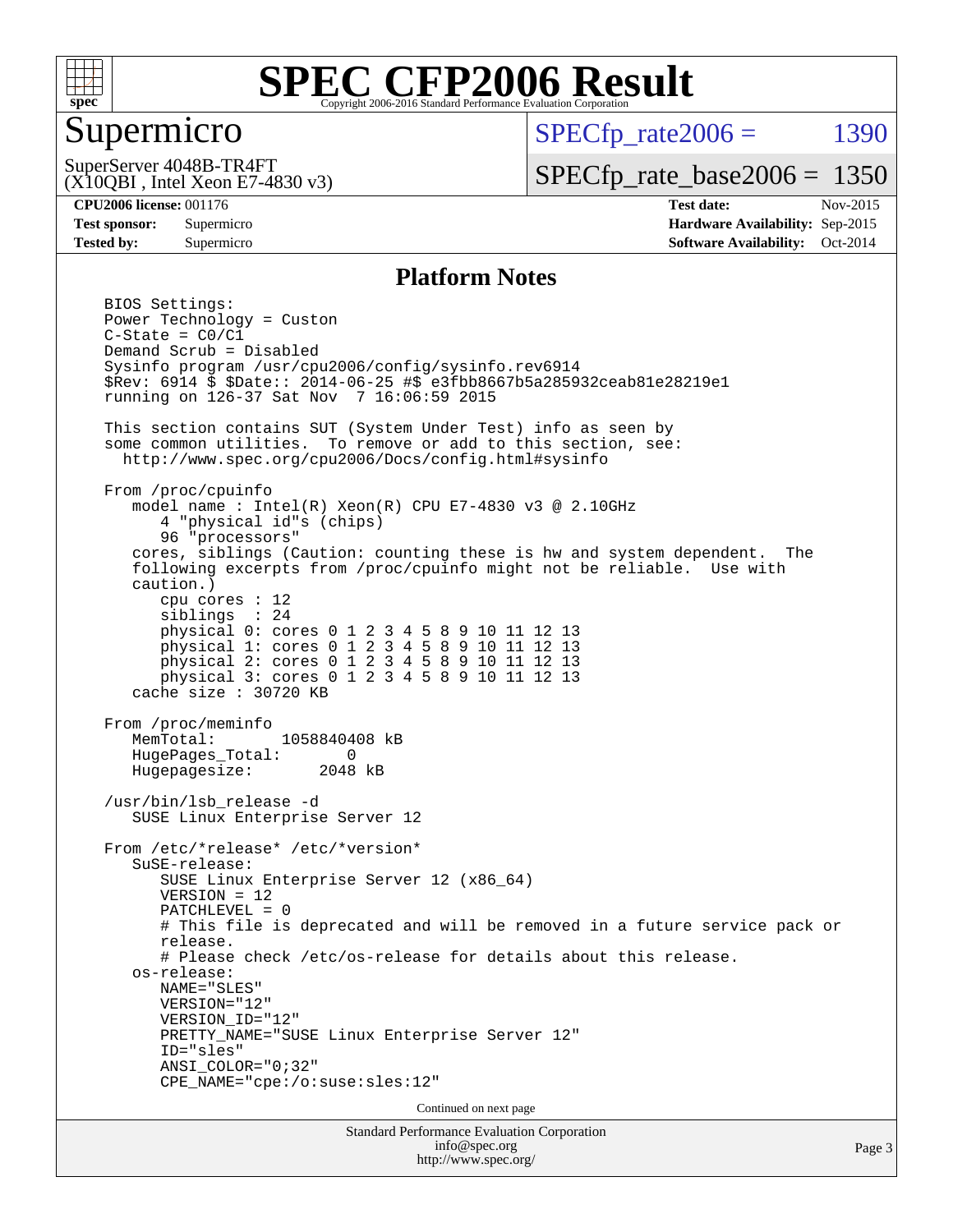# SPEC CFP2006 Result

Copyright 2006-2016 Standard Performance Evaluation Corporation

## Supermicro

SuperServer 4048B-TR4FT
(X10QBI , Intel Xeon E7-4830 v3)

SPECfp_rate2006 = 1390

SPECfp_rate_base2006 = 1350

| | | | |
|---|---|---|---|
| **CPU2006 license:** | 001176 | **Test date:** | Nov-2015 |
| **Test sponsor:** | Supermicro | **Hardware Availability:** | Sep-2015 |
| **Tested by:** | Supermicro | **Software Availability:** | Oct-2014 |

## Platform Notes

```
BIOS Settings:
Power Technology = Custon
C-State = C0/C1
Demand Scrub = Disabled
Sysinfo program /usr/cpu2006/config/sysinfo.rev6914
$Rev: 6914 $ $Date:: 2014-06-25 #$ e3fbb8667b5a285932ceab81e28219e1
running on 126-37 Sat Nov  7 16:06:59 2015

This section contains SUT (System Under Test) info as seen by
some common utilities.  To remove or add to this section, see:
  http://www.spec.org/cpu2006/Docs/config.html#sysinfo

From /proc/cpuinfo
   model name : Intel(R) Xeon(R) CPU E7-4830 v3 @ 2.10GHz
      4 "physical id"s (chips)
      96 "processors"
   cores, siblings (Caution: counting these is hw and system dependent.  The
   following excerpts from /proc/cpuinfo might not be reliable.  Use with
   caution.)
      cpu cores : 12
      siblings  : 24
      physical 0: cores 0 1 2 3 4 5 8 9 10 11 12 13
      physical 1: cores 0 1 2 3 4 5 8 9 10 11 12 13
      physical 2: cores 0 1 2 3 4 5 8 9 10 11 12 13
      physical 3: cores 0 1 2 3 4 5 8 9 10 11 12 13
   cache size : 30720 KB

From /proc/meminfo
   MemTotal:       1058840408 kB
   HugePages_Total:       0
   Hugepagesize:       2048 kB

/usr/bin/lsb_release -d
   SUSE Linux Enterprise Server 12

From /etc/*release* /etc/*version*
   SuSE-release:
      SUSE Linux Enterprise Server 12 (x86_64)
      VERSION = 12
      PATCHLEVEL = 0
      # This file is deprecated and will be removed in a future service pack or
      release.
      # Please check /etc/os-release for details about this release.
   os-release:
      NAME="SLES"
      VERSION="12"
      VERSION_ID="12"
      PRETTY_NAME="SUSE Linux Enterprise Server 12"
      ID="sles"
      ANSI_COLOR="0;32"
      CPE_NAME="cpe:/o:suse:sles:12"
```

Continued on next page

Standard Performance Evaluation Corporation
info@spec.org
http://www.spec.org/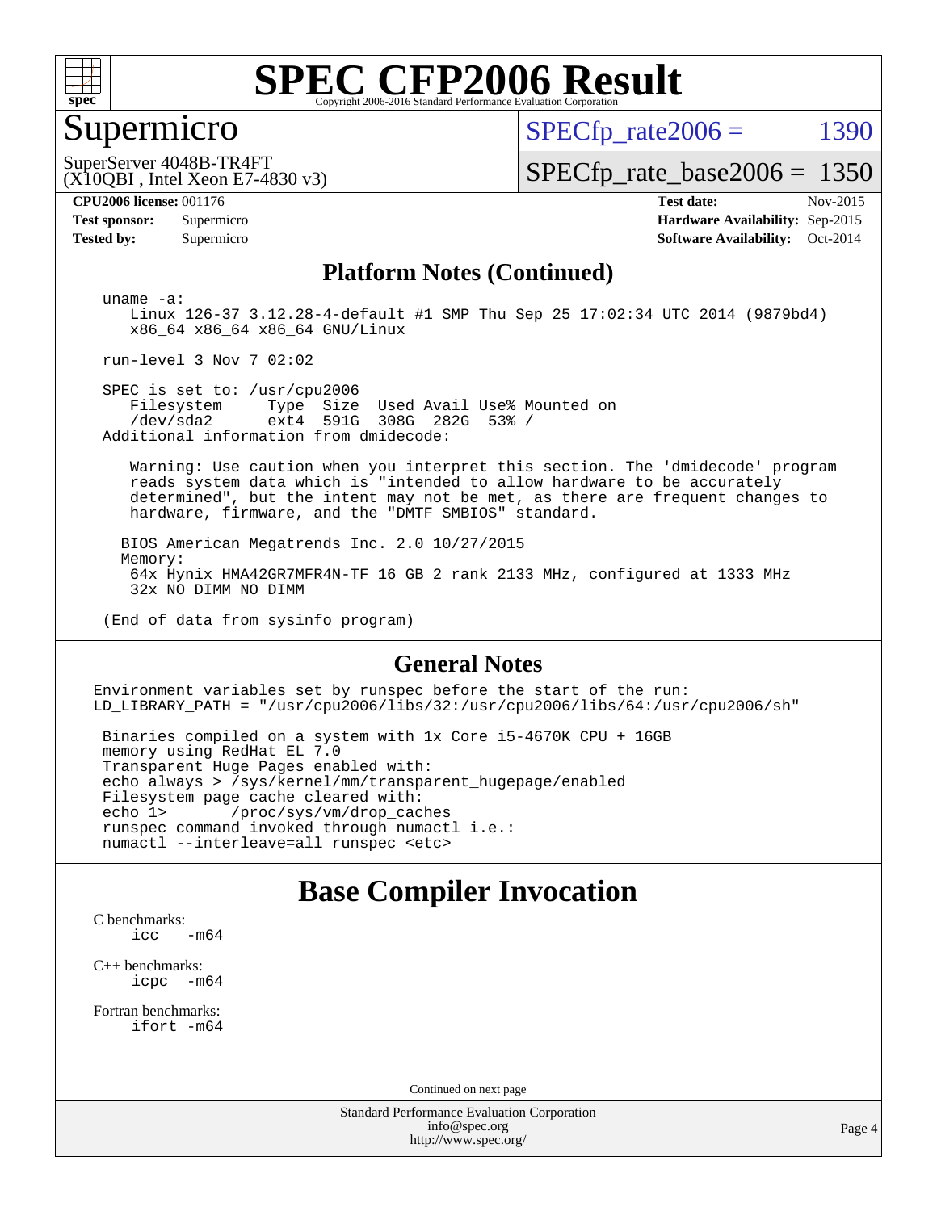# SPEC CFP2006 Result

Copyright 2006-2016 Standard Performance Evaluation Corporation

## Supermicro

SuperServer 4048B-TR4FT
(X10QBI , Intel Xeon E7-4830 v3)

SPECfp_rate2006 = 1390

SPECfp_rate_base2006 = 1350

**CPU2006 license:** 001176
**Test sponsor:** Supermicro
**Tested by:** Supermicro

**Test date:** Nov-2015
**Hardware Availability:** Sep-2015
**Software Availability:** Oct-2014

## Platform Notes (Continued)

```
uname -a:
   Linux 126-37 3.12.28-4-default #1 SMP Thu Sep 25 17:02:34 UTC 2014 (9879bd4)
   x86_64 x86_64 x86_64 GNU/Linux

run-level 3 Nov 7 02:02

SPEC is set to: /usr/cpu2006
   Filesystem     Type  Size  Used Avail Use% Mounted on
   /dev/sda2      ext4  591G  308G  282G  53% /
Additional information from dmidecode:

   Warning: Use caution when you interpret this section. The 'dmidecode' program
   reads system data which is "intended to allow hardware to be accurately
   determined", but the intent may not be met, as there are frequent changes to
   hardware, firmware, and the "DMTF SMBIOS" standard.

  BIOS American Megatrends Inc. 2.0 10/27/2015
  Memory:
   64x Hynix HMA42GR7MFR4N-TF 16 GB 2 rank 2133 MHz, configured at 1333 MHz
   32x NO DIMM NO DIMM

(End of data from sysinfo program)
```

## General Notes

```
Environment variables set by runspec before the start of the run:
LD_LIBRARY_PATH = "/usr/cpu2006/libs/32:/usr/cpu2006/libs/64:/usr/cpu2006/sh"

 Binaries compiled on a system with 1x Core i5-4670K CPU + 16GB
 memory using RedHat EL 7.0
 Transparent Huge Pages enabled with:
 echo always > /sys/kernel/mm/transparent_hugepage/enabled
 Filesystem page cache cleared with:
 echo 1>       /proc/sys/vm/drop_caches
 runspec command invoked through numactl i.e.:
 numactl --interleave=all runspec <etc>
```

## Base Compiler Invocation

C benchmarks:
```
icc   -m64
```

C++ benchmarks:
```
icpc  -m64
```

Fortran benchmarks:
```
ifort -m64
```

Continued on next page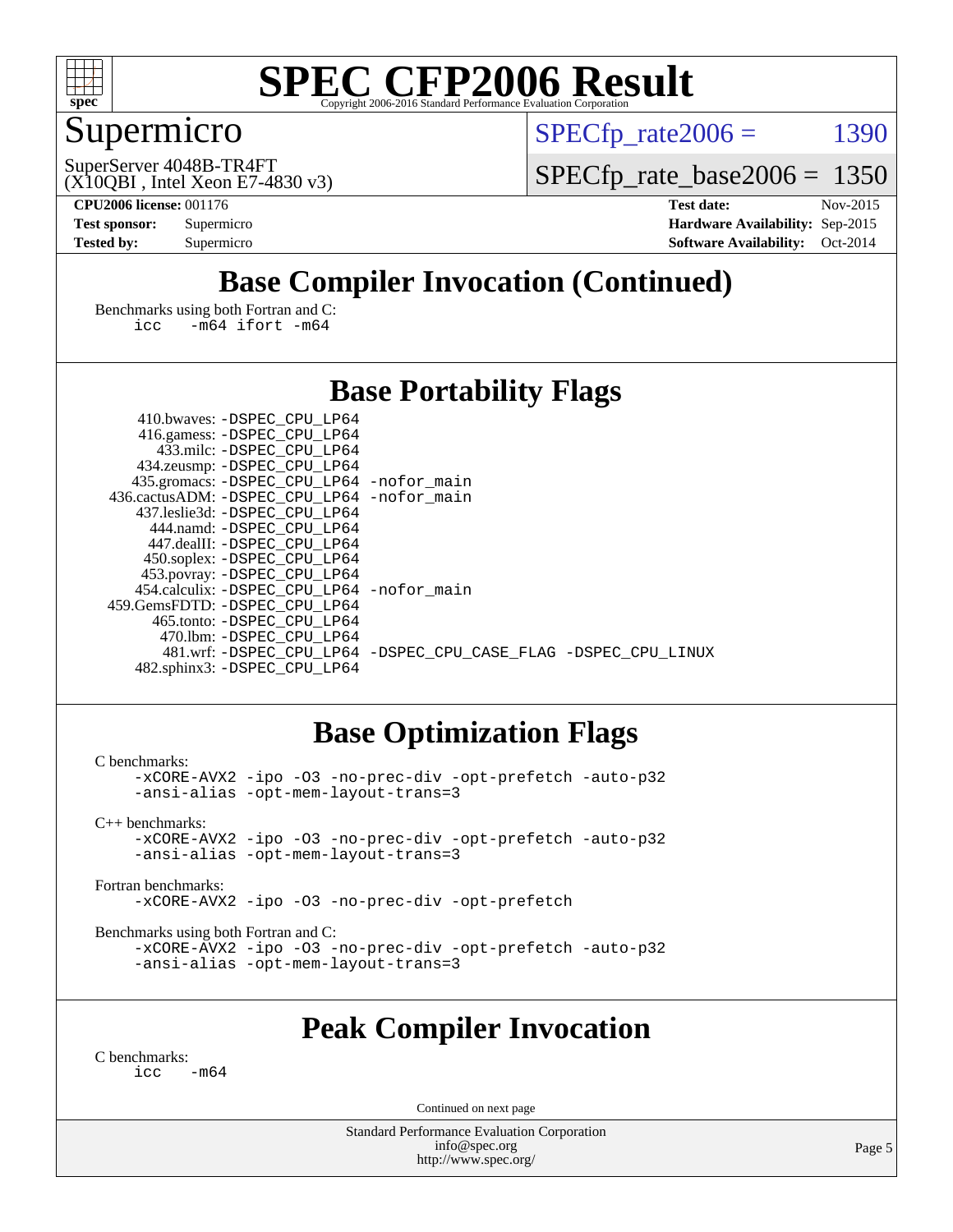# SPEC CFP2006 Result

Copyright 2006-2016 Standard Performance Evaluation Corporation

## Supermicro

SuperServer 4048B-TR4FT
(X10QBI , Intel Xeon E7-4830 v3)

SPECfp_rate2006 = 1390

SPECfp_rate_base2006 = 1350

**CPU2006 license:** 001176
**Test sponsor:** Supermicro
**Tested by:** Supermicro

**Test date:** Nov-2015
**Hardware Availability:** Sep-2015
**Software Availability:** Oct-2014

## Base Compiler Invocation (Continued)

Benchmarks using both Fortran and C:
```
icc   -m64 ifort -m64
```

## Base Portability Flags

```
     410.bwaves: -DSPEC_CPU_LP64
     416.gamess: -DSPEC_CPU_LP64
       433.milc: -DSPEC_CPU_LP64
     434.zeusmp: -DSPEC_CPU_LP64
    435.gromacs: -DSPEC_CPU_LP64 -nofor_main
 436.cactusADM: -DSPEC_CPU_LP64 -nofor_main
    437.leslie3d: -DSPEC_CPU_LP64
      444.namd: -DSPEC_CPU_LP64
     447.dealII: -DSPEC_CPU_LP64
     450.soplex: -DSPEC_CPU_LP64
     453.povray: -DSPEC_CPU_LP64
   454.calculix: -DSPEC_CPU_LP64 -nofor_main
 459.GemsFDTD: -DSPEC_CPU_LP64
      465.tonto: -DSPEC_CPU_LP64
        470.lbm: -DSPEC_CPU_LP64
        481.wrf: -DSPEC_CPU_LP64 -DSPEC_CPU_CASE_FLAG -DSPEC_CPU_LINUX
    482.sphinx3: -DSPEC_CPU_LP64
```

## Base Optimization Flags

C benchmarks:
```
-xCORE-AVX2 -ipo -O3 -no-prec-div -opt-prefetch -auto-p32
-ansi-alias -opt-mem-layout-trans=3
```

C++ benchmarks:
```
-xCORE-AVX2 -ipo -O3 -no-prec-div -opt-prefetch -auto-p32
-ansi-alias -opt-mem-layout-trans=3
```

Fortran benchmarks:
```
-xCORE-AVX2 -ipo -O3 -no-prec-div -opt-prefetch
```

Benchmarks using both Fortran and C:
```
-xCORE-AVX2 -ipo -O3 -no-prec-div -opt-prefetch -auto-p32
-ansi-alias -opt-mem-layout-trans=3
```

## Peak Compiler Invocation

C benchmarks:
```
icc   -m64
```

Continued on next page

Standard Performance Evaluation Corporation
info@spec.org
http://www.spec.org/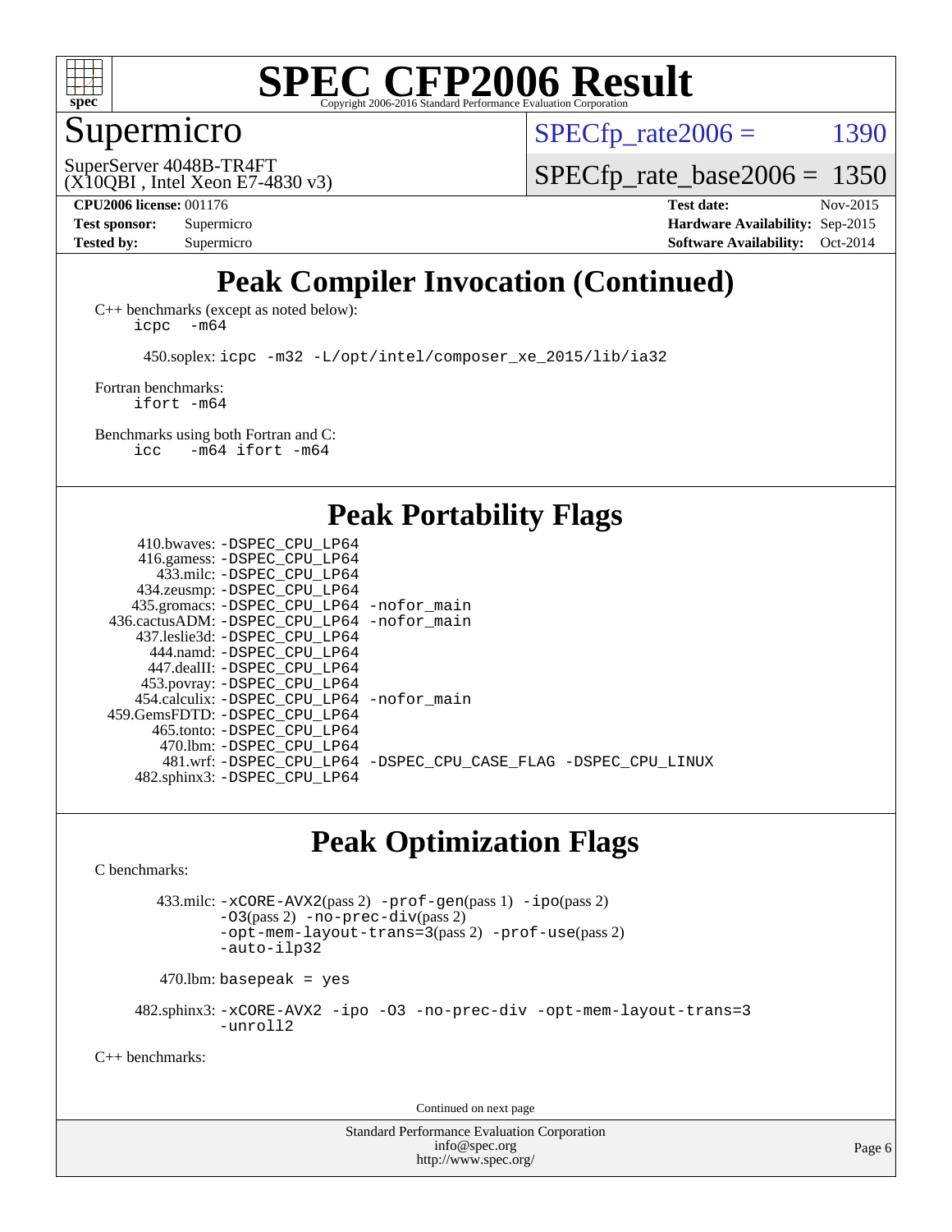# Supermicro

SuperServer 4048B-TR4FT
(X10QBI , Intel Xeon E7-4830 v3)

SPECfp_rate2006 = 1390

SPECfp_rate_base2006 = 1350

**CPU2006 license:** 001176
**Test sponsor:** Supermicro
**Tested by:** Supermicro

**Test date:** Nov-2015
**Hardware Availability:** Sep-2015
**Software Availability:** Oct-2014

## Peak Compiler Invocation (Continued)

C++ benchmarks (except as noted below):
```
icpc  -m64
```

450.soplex: `icpc -m32 -L/opt/intel/composer_xe_2015/lib/ia32`

Fortran benchmarks:
```
ifort -m64
```

Benchmarks using both Fortran and C:
```
icc   -m64 ifort -m64
```

## Peak Portability Flags

410.bwaves: -DSPEC_CPU_LP64
416.gamess: -DSPEC_CPU_LP64
433.milc: -DSPEC_CPU_LP64
434.zeusmp: -DSPEC_CPU_LP64
435.gromacs: -DSPEC_CPU_LP64 -nofor_main
436.cactusADM: -DSPEC_CPU_LP64 -nofor_main
437.leslie3d: -DSPEC_CPU_LP64
444.namd: -DSPEC_CPU_LP64
447.dealII: -DSPEC_CPU_LP64
453.povray: -DSPEC_CPU_LP64
454.calculix: -DSPEC_CPU_LP64 -nofor_main
459.GemsFDTD: -DSPEC_CPU_LP64
465.tonto: -DSPEC_CPU_LP64
470.lbm: -DSPEC_CPU_LP64
481.wrf: -DSPEC_CPU_LP64 -DSPEC_CPU_CASE_FLAG -DSPEC_CPU_LINUX
482.sphinx3: -DSPEC_CPU_LP64

## Peak Optimization Flags

C benchmarks:

433.milc: -xCORE-AVX2(pass 2) -prof-gen(pass 1) -ipo(pass 2) -O3(pass 2) -no-prec-div(pass 2) -opt-mem-layout-trans=3(pass 2) -prof-use(pass 2) -auto-ilp32

470.lbm: basepeak = yes

482.sphinx3: -xCORE-AVX2 -ipo -O3 -no-prec-div -opt-mem-layout-trans=3 -unroll2

C++ benchmarks:

Continued on next page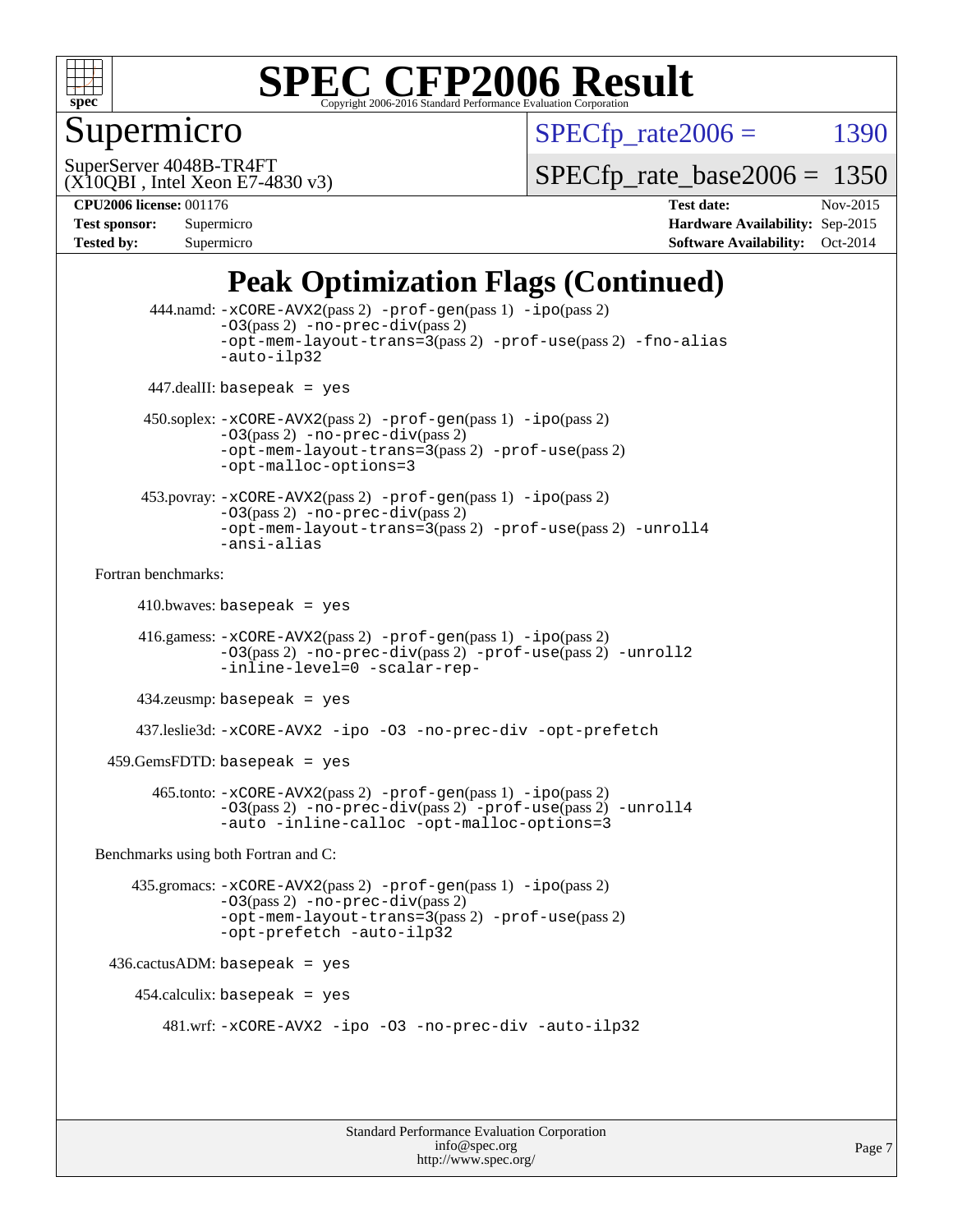# Peak Optimization Flags (Continued)

444.namd: -xCORE-AVX2(pass 2) -prof-gen(pass 1) -ipo(pass 2) -O3(pass 2) -no-prec-div(pass 2) -opt-mem-layout-trans=3(pass 2) -prof-use(pass 2) -fno-alias -auto-ilp32

447.dealII: basepeak = yes

450.soplex: -xCORE-AVX2(pass 2) -prof-gen(pass 1) -ipo(pass 2) -O3(pass 2) -no-prec-div(pass 2) -opt-mem-layout-trans=3(pass 2) -prof-use(pass 2) -opt-malloc-options=3

453.povray: -xCORE-AVX2(pass 2) -prof-gen(pass 1) -ipo(pass 2) -O3(pass 2) -no-prec-div(pass 2) -opt-mem-layout-trans=3(pass 2) -prof-use(pass 2) -unroll4 -ansi-alias

Fortran benchmarks:

410.bwaves: basepeak = yes

416.gamess: -xCORE-AVX2(pass 2) -prof-gen(pass 1) -ipo(pass 2) -O3(pass 2) -no-prec-div(pass 2) -prof-use(pass 2) -unroll2 -inline-level=0 -scalar-rep-

434.zeusmp: basepeak = yes

437.leslie3d: -xCORE-AVX2 -ipo -O3 -no-prec-div -opt-prefetch

459.GemsFDTD: basepeak = yes

465.tonto: -xCORE-AVX2(pass 2) -prof-gen(pass 1) -ipo(pass 2) -O3(pass 2) -no-prec-div(pass 2) -prof-use(pass 2) -unroll4 -auto -inline-calloc -opt-malloc-options=3

Benchmarks using both Fortran and C:

435.gromacs: -xCORE-AVX2(pass 2) -prof-gen(pass 1) -ipo(pass 2) -O3(pass 2) -no-prec-div(pass 2) -opt-mem-layout-trans=3(pass 2) -prof-use(pass 2) -opt-prefetch -auto-ilp32

436.cactusADM: basepeak = yes

454.calculix: basepeak = yes

481.wrf: -xCORE-AVX2 -ipo -O3 -no-prec-div -auto-ilp32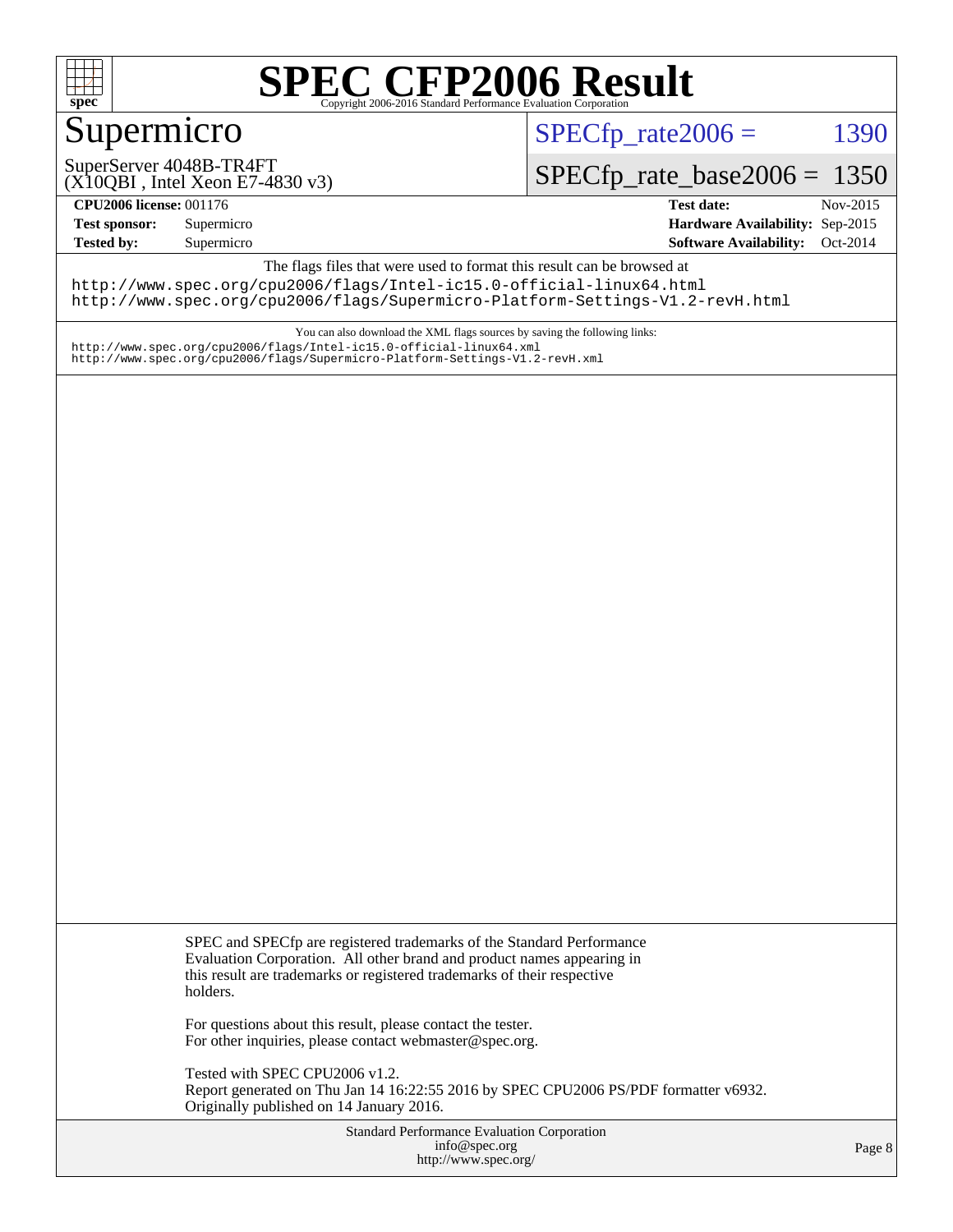# SPEC CFP2006 Result

Copyright 2006-2016 Standard Performance Evaluation Corporation

## Supermicro

SuperServer 4048B-TR4FT
(X10QBI , Intel Xeon E7-4830 v3)

SPECfp_rate2006 = 1390

SPECfp_rate_base2006 = 1350

| | | | |
|---|---|---|---|
| **CPU2006 license:** 001176 | | **Test date:** | Nov-2015 |
| **Test sponsor:** | Supermicro | **Hardware Availability:** | Sep-2015 |
| **Tested by:** | Supermicro | **Software Availability:** | Oct-2014 |

The flags files that were used to format this result can be browsed at

```
http://www.spec.org/cpu2006/flags/Intel-ic15.0-official-linux64.html
http://www.spec.org/cpu2006/flags/Supermicro-Platform-Settings-V1.2-revH.html
```

You can also download the XML flags sources by saving the following links:

```
http://www.spec.org/cpu2006/flags/Intel-ic15.0-official-linux64.xml
http://www.spec.org/cpu2006/flags/Supermicro-Platform-Settings-V1.2-revH.xml
```

SPEC and SPECfp are registered trademarks of the Standard Performance Evaluation Corporation. All other brand and product names appearing in this result are trademarks or registered trademarks of their respective holders.

For questions about this result, please contact the tester.
For other inquiries, please contact webmaster@spec.org.

Tested with SPEC CPU2006 v1.2.
Report generated on Thu Jan 14 16:22:55 2016 by SPEC CPU2006 PS/PDF formatter v6932.
Originally published on 14 January 2016.

Standard Performance Evaluation Corporation
info@spec.org
http://www.spec.org/